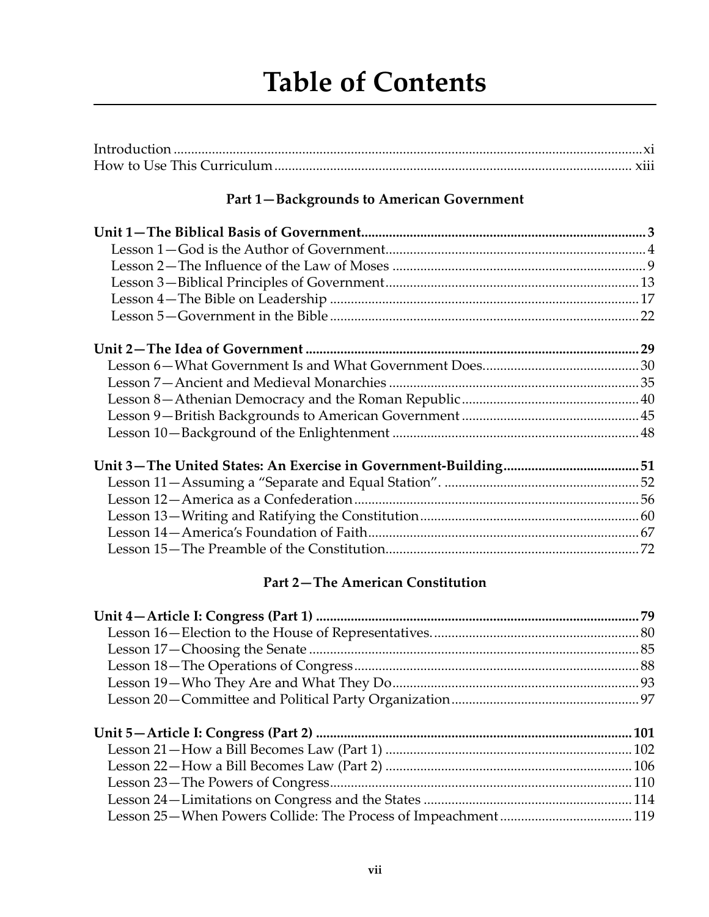# Table of Contents

Introduction .......... xi
How to Use This Curriculum .......... xiii

### Part 1—Backgrounds to American Government

**Unit 1—The Biblical Basis of Government .......... 3**
Lesson 1—God is the Author of Government .......... 4
Lesson 2—The Influence of the Law of Moses .......... 9
Lesson 3—Biblical Principles of Government .......... 13
Lesson 4—The Bible on Leadership .......... 17
Lesson 5—Government in the Bible .......... 22

**Unit 2—The Idea of Government .......... 29**
Lesson 6—What Government Is and What Government Does .......... 30
Lesson 7—Ancient and Medieval Monarchies .......... 35
Lesson 8—Athenian Democracy and the Roman Republic .......... 40
Lesson 9—British Backgrounds to American Government .......... 45
Lesson 10—Background of the Enlightenment .......... 48

**Unit 3—The United States: An Exercise in Government-Building .......... 51**
Lesson 11—Assuming a "Separate and Equal Station". .......... 52
Lesson 12—America as a Confederation .......... 56
Lesson 13—Writing and Ratifying the Constitution .......... 60
Lesson 14—America's Foundation of Faith .......... 67
Lesson 15—The Preamble of the Constitution .......... 72

### Part 2—The American Constitution

**Unit 4—Article I: Congress (Part 1) .......... 79**
Lesson 16—Election to the House of Representatives. .......... 80
Lesson 17—Choosing the Senate .......... 85
Lesson 18—The Operations of Congress .......... 88
Lesson 19—Who They Are and What They Do .......... 93
Lesson 20—Committee and Political Party Organization .......... 97

**Unit 5—Article I: Congress (Part 2) .......... 101**
Lesson 21—How a Bill Becomes Law (Part 1) .......... 102
Lesson 22—How a Bill Becomes Law (Part 2) .......... 106
Lesson 23—The Powers of Congress .......... 110
Lesson 24—Limitations on Congress and the States .......... 114
Lesson 25—When Powers Collide: The Process of Impeachment .......... 119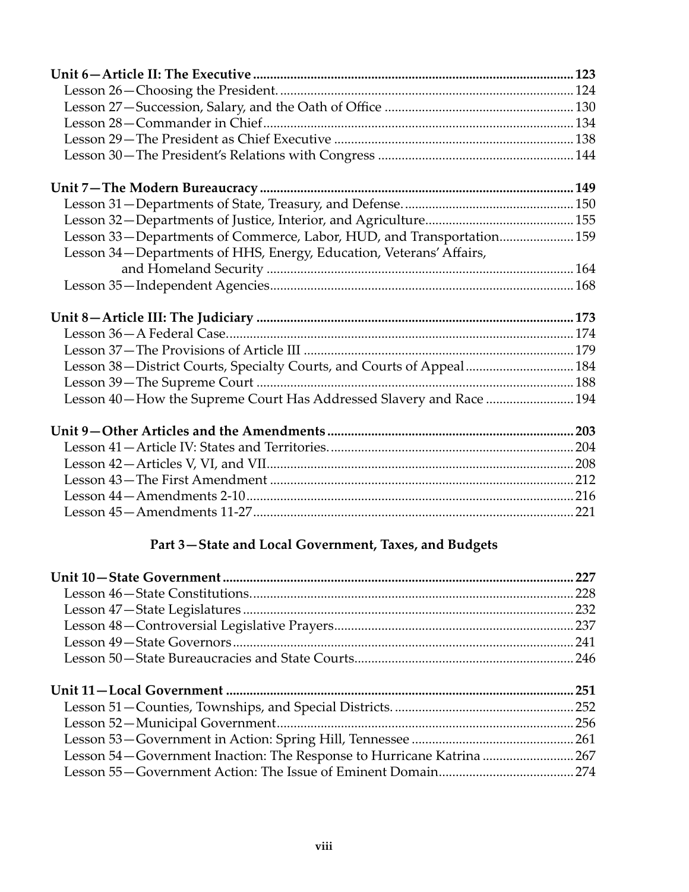**Unit 6—Article II: The Executive** ........ 123
Lesson 26—Choosing the President. ........ 124
Lesson 27—Succession, Salary, and the Oath of Office ........ 130
Lesson 28—Commander in Chief ........ 134
Lesson 29—The President as Chief Executive ........ 138
Lesson 30—The President's Relations with Congress ........ 144

**Unit 7—The Modern Bureaucracy** ........ 149
Lesson 31—Departments of State, Treasury, and Defense. ........ 150
Lesson 32—Departments of Justice, Interior, and Agriculture ........ 155
Lesson 33—Departments of Commerce, Labor, HUD, and Transportation ........ 159
Lesson 34—Departments of HHS, Energy, Education, Veterans' Affairs, and Homeland Security ........ 164
Lesson 35—Independent Agencies ........ 168

**Unit 8—Article III: The Judiciary** ........ 173
Lesson 36—A Federal Case. ........ 174
Lesson 37—The Provisions of Article III ........ 179
Lesson 38—District Courts, Specialty Courts, and Courts of Appeal ........ 184
Lesson 39—The Supreme Court ........ 188
Lesson 40—How the Supreme Court Has Addressed Slavery and Race ........ 194

**Unit 9—Other Articles and the Amendments** ........ 203
Lesson 41—Article IV: States and Territories. ........ 204
Lesson 42—Articles V, VI, and VII ........ 208
Lesson 43—The First Amendment ........ 212
Lesson 44—Amendments 2-10 ........ 216
Lesson 45—Amendments 11-27 ........ 221

## Part 3—State and Local Government, Taxes, and Budgets

**Unit 10—State Government** ........ 227
Lesson 46—State Constitutions. ........ 228
Lesson 47—State Legislatures ........ 232
Lesson 48—Controversial Legislative Prayers ........ 237
Lesson 49—State Governors ........ 241
Lesson 50—State Bureaucracies and State Courts ........ 246

**Unit 11—Local Government** ........ 251
Lesson 51—Counties, Townships, and Special Districts. ........ 252
Lesson 52—Municipal Government ........ 256
Lesson 53—Government in Action: Spring Hill, Tennessee ........ 261
Lesson 54—Government Inaction: The Response to Hurricane Katrina ........ 267
Lesson 55—Government Action: The Issue of Eminent Domain ........ 274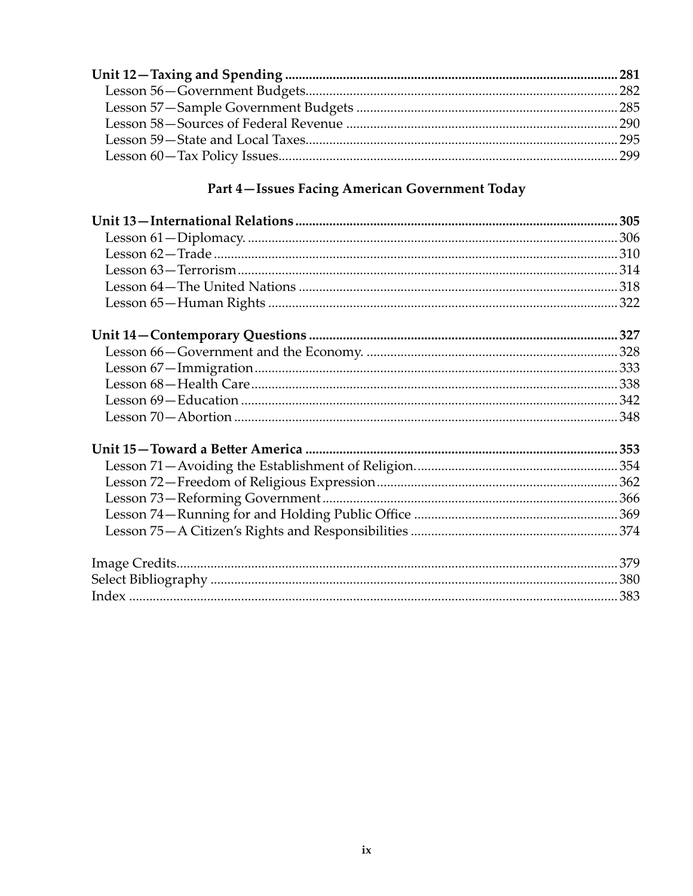**Unit 12—Taxing and Spending** ... **281**
- Lesson 56—Government Budgets ... 282
- Lesson 57—Sample Government Budgets ... 285
- Lesson 58—Sources of Federal Revenue ... 290
- Lesson 59—State and Local Taxes ... 295
- Lesson 60—Tax Policy Issues ... 299

## Part 4—Issues Facing American Government Today

**Unit 13—International Relations** ... **305**
- Lesson 61—Diplomacy. ... 306
- Lesson 62—Trade ... 310
- Lesson 63—Terrorism ... 314
- Lesson 64—The United Nations ... 318
- Lesson 65—Human Rights ... 322

**Unit 14—Contemporary Questions** ... **327**
- Lesson 66—Government and the Economy. ... 328
- Lesson 67—Immigration ... 333
- Lesson 68—Health Care ... 338
- Lesson 69—Education ... 342
- Lesson 70—Abortion ... 348

**Unit 15—Toward a Better America** ... **353**
- Lesson 71—Avoiding the Establishment of Religion. ... 354
- Lesson 72—Freedom of Religious Expression ... 362
- Lesson 73—Reforming Government ... 366
- Lesson 74—Running for and Holding Public Office ... 369
- Lesson 75—A Citizen's Rights and Responsibilities ... 374

Image Credits ... 379
Select Bibliography ... 380
Index ... 383